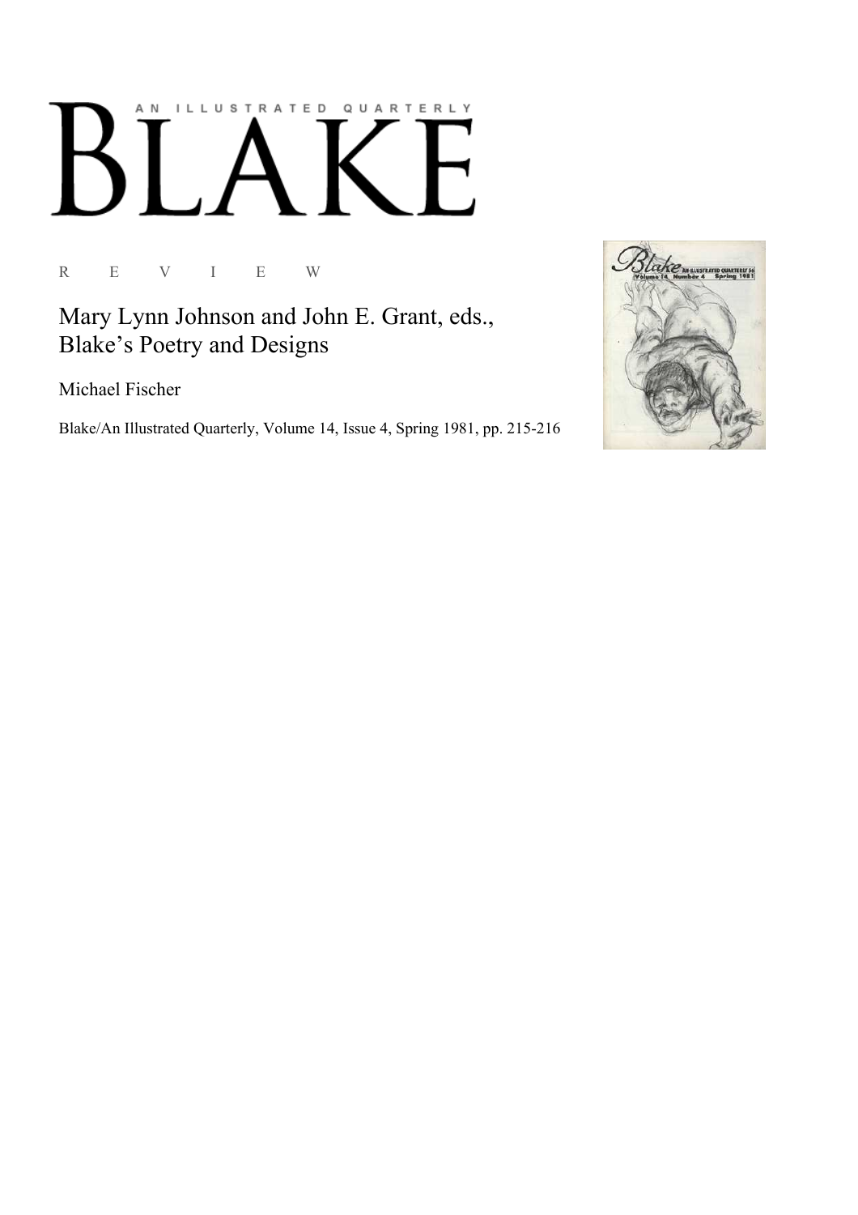AN ILLUSTRATED QUARTERLY

# BLAKE

R E V I E W

## Mary Lynn Johnson and John E. Grant, eds., Blake's Poetry and Designs

Michael Fischer

Blake/An Illustrated Quarterly, Volume 14, Issue 4, Spring 1981, pp. 215-216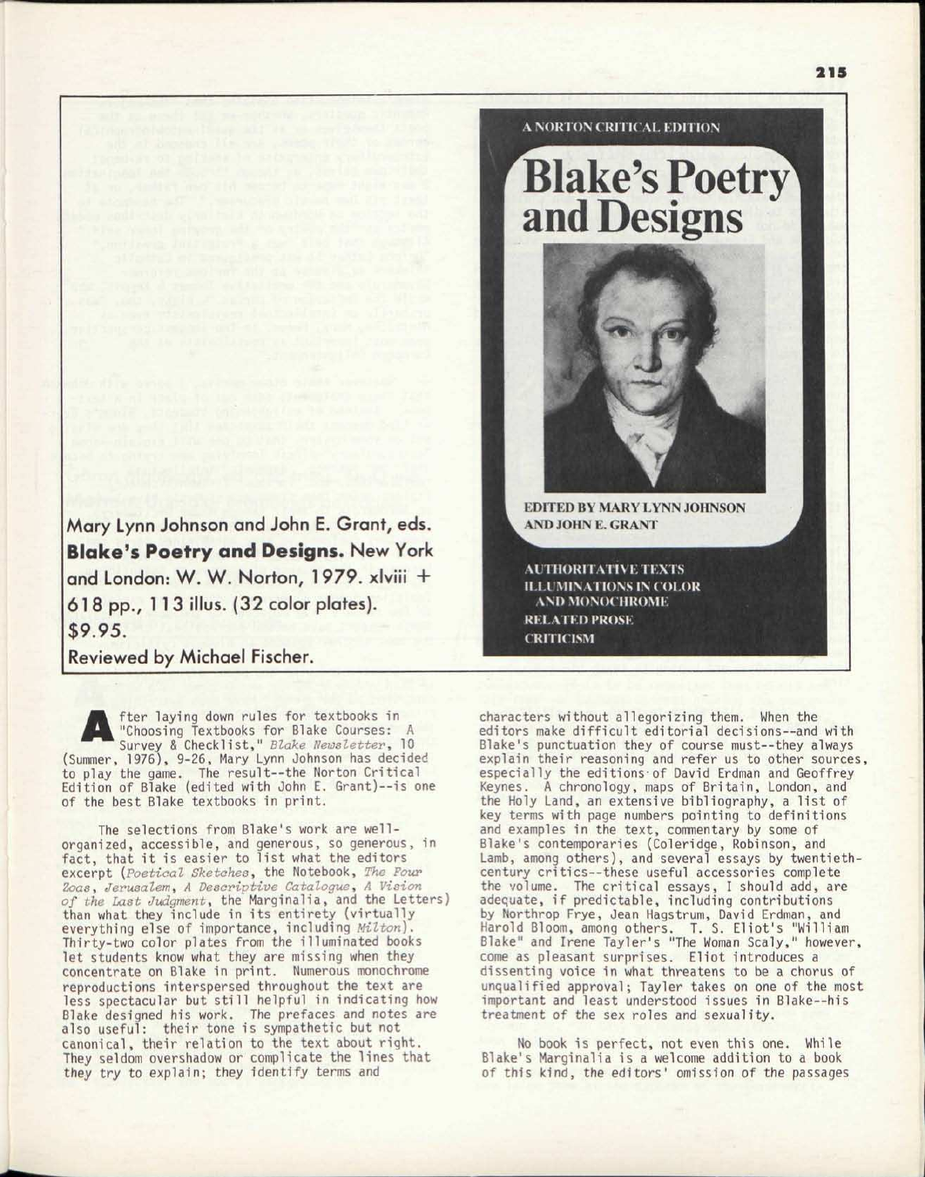Mary Lynn Johnson and John E. Grant, eds. **Blake's Poetry and Designs.** New York and London: W. W. Norton, 1979. xlviii + 618 pp., 113 illus. (32 color plates). $9.95.

Reviewed by Michael Fischer.

A NORTON CRITICAL EDITION

**Blake's Poetry and Designs**

EDITED BY MARY LYNN JOHNSON AND JOHN E. GRANT

AUTHORITATIVE TEXTS
ILLUMINATIONS IN COLOR AND MONOCHROME
RELATED PROSE
CRITICISM

After laying down rules for textbooks in "Choosing Textbooks for Blake Courses: A Survey & Checklist," *Blake Newsletter*, 10 (Summer, 1976), 9-26, Mary Lynn Johnson has decided to play the game. The result--the Norton Critical Edition of Blake (edited with John E. Grant)--is one of the best Blake textbooks in print.

The selections from Blake's work are well-organized, accessible, and generous, so generous, in fact, that it is easier to list what the editors excerpt (*Poetical Sketches*, the Notebook, *The Four Zoas*, *Jerusalem*, *A Descriptive Catalogue*, *A Vision of the Last Judgment*, the Marginalia, and the Letters) than what they include in its entirety (virtually everything else of importance, including *Milton*). Thirty-two color plates from the illuminated books let students know what they are missing when they concentrate on Blake in print. Numerous monochrome reproductions interspersed throughout the text are less spectacular but still helpful in indicating how Blake designed his work. The prefaces and notes are also useful: their tone is sympathetic but not canonical, their relation to the text about right. They seldom overshadow or complicate the lines that they try to explain; they identify terms and characters without allegorizing them. When the editors make difficult editorial decisions--and with Blake's punctuation they of course must--they always explain their reasoning and refer us to other sources, especially the editions of David Erdman and Geoffrey Keynes. A chronology, maps of Britain, London, and the Holy Land, an extensive bibliography, a list of key terms with page numbers pointing to definitions and examples in the text, commentary by some of Blake's contemporaries (Coleridge, Robinson, and Lamb, among others), and several essays by twentieth-century critics--these useful accessories complete the volume. The critical essays, I should add, are adequate, if predictable, including contributions by Northrop Frye, Jean Hagstrum, David Erdman, and Harold Bloom, among others. T. S. Eliot's "William Blake" and Irene Tayler's "The Woman Scaly," however, come as pleasant surprises. Eliot introduces a dissenting voice in what threatens to be a chorus of unqualified approval; Tayler takes on one of the most important and least understood issues in Blake--his treatment of the sex roles and sexuality.

No book is perfect, not even this one. While Blake's Marginalia is a welcome addition to a book of this kind, the editors' omission of the passages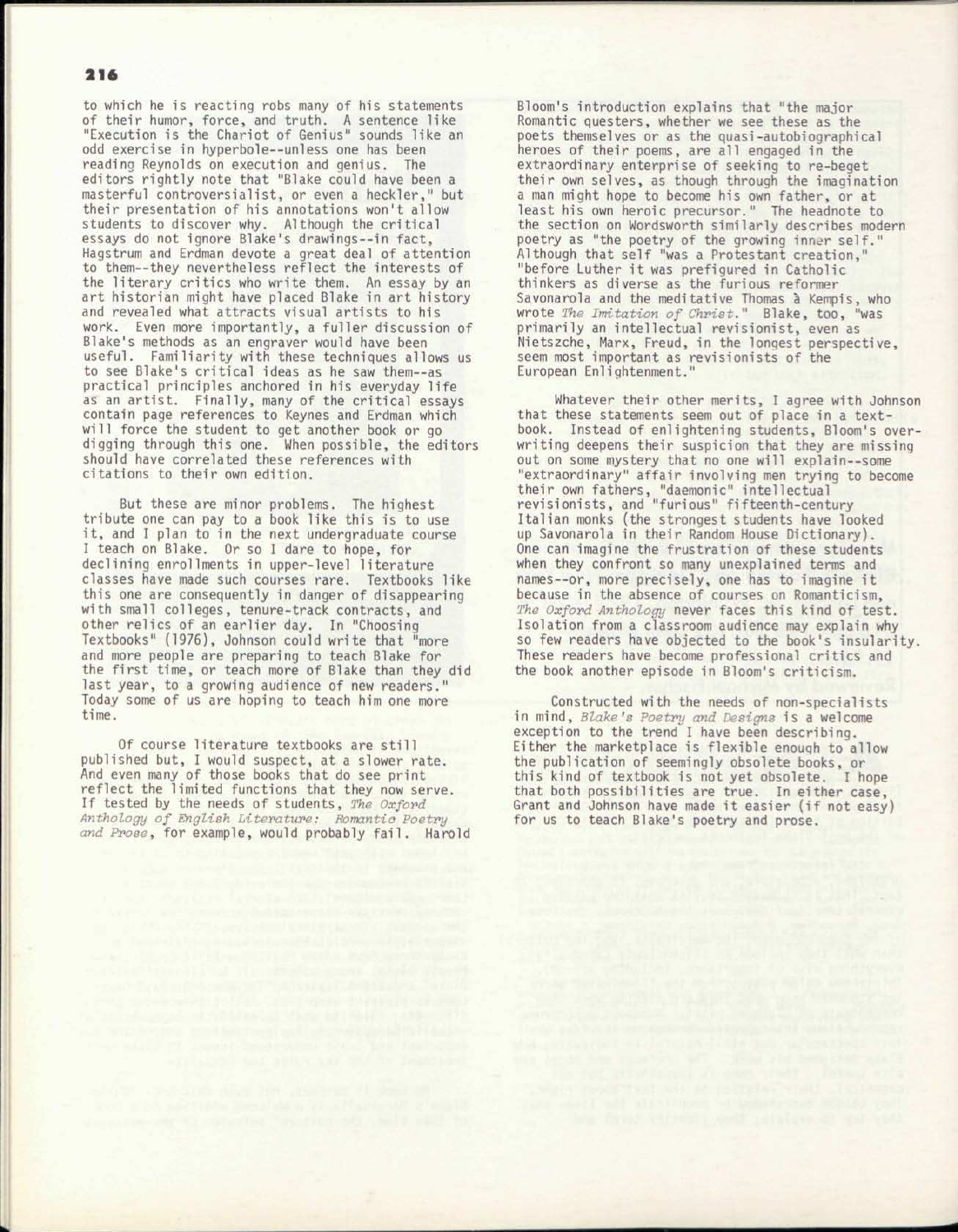to which he is reacting robs many of his statements of their humor, force, and truth. A sentence like "Execution is the Chariot of Genius" sounds like an odd exercise in hyperbole--unless one has been reading Reynolds on execution and genius. The editors rightly note that "Blake could have been a masterful controversialist, or even a heckler," but their presentation of his annotations won't allow students to discover why. Although the critical essays do not ignore Blake's drawings--in fact, Hagstrum and Erdman devote a great deal of attention to them--they nevertheless reflect the interests of the literary critics who write them. An essay by an art historian might have placed Blake in art history and revealed what attracts visual artists to his work. Even more importantly, a fuller discussion of Blake's methods as an engraver would have been useful. Familiarity with these techniques allows us to see Blake's critical ideas as he saw them--as practical principles anchored in his everyday life as an artist. Finally, many of the critical essays contain page references to Keynes and Erdman which will force the student to get another book or go digging through this one. When possible, the editors should have correlated these references with citations to their own edition.

But these are minor problems. The highest tribute one can pay to a book like this is to use it, and I plan to in the next undergraduate course I teach on Blake. Or so I dare to hope, for declining enrollments in upper-level literature classes have made such courses rare. Textbooks like this one are consequently in danger of disappearing with small colleges, tenure-track contracts, and other relics of an earlier day. In "Choosing Textbooks" (1976), Johnson could write that "more and more people are preparing to teach Blake for the first time, or teach more of Blake than they did last year, to a growing audience of new readers." Today some of us are hoping to teach him one more time.

Of course literature textbooks are still published but, I would suspect, at a slower rate. And even many of those books that do see print reflect the limited functions that they now serve. If tested by the needs of students, *The Oxford Anthology of English Literature: Romantic Poetry and Prose*, for example, would probably fail. Harold Bloom's introduction explains that "the major Romantic questers, whether we see these as the poets themselves or as the quasi-autobiographical heroes of their poems, are all engaged in the extraordinary enterprise of seeking to re-beget their own selves, as though through the imagination a man might hope to become his own father, or at least his own heroic precursor." The headnote to the section on Wordsworth similarly describes modern poetry as "the poetry of the growing inner self." Although that self "was a Protestant creation," "before Luther it was prefigured in Catholic thinkers as diverse as the furious reformer Savonarola and the meditative Thomas à Kempis, who wrote *The Imitation of Christ*." Blake, too, "was primarily an intellectual revisionist, even as Nietszche, Marx, Freud, in the longest perspective, seem most important as revisionists of the European Enlightenment."

Whatever their other merits, I agree with Johnson that these statements seem out of place in a textbook. Instead of enlightening students, Bloom's overwriting deepens their suspicion that they are missing out on some mystery that no one will explain--some "extraordinary" affair involving men trying to become their own fathers, "daemonic" intellectual revisionists, and "furious" fifteenth-century Italian monks (the strongest students have looked up Savonarola in their Random House Dictionary). One can imagine the frustration of these students when they confront so many unexplained terms and names--or, more precisely, one has to imagine it because in the absence of courses on Romanticism, *The Oxford Anthology* never faces this kind of test. Isolation from a classroom audience may explain why so few readers have objected to the book's insularity. These readers have become professional critics and the book another episode in Bloom's criticism.

Constructed with the needs of non-specialists in mind, *Blake's Poetry and Designs* is a welcome exception to the trend I have been describing. Either the marketplace is flexible enough to allow the publication of seemingly obsolete books, or this kind of textbook is not yet obsolete. I hope that both possibilities are true. In either case, Grant and Johnson have made it easier (if not easy) for us to teach Blake's poetry and prose.